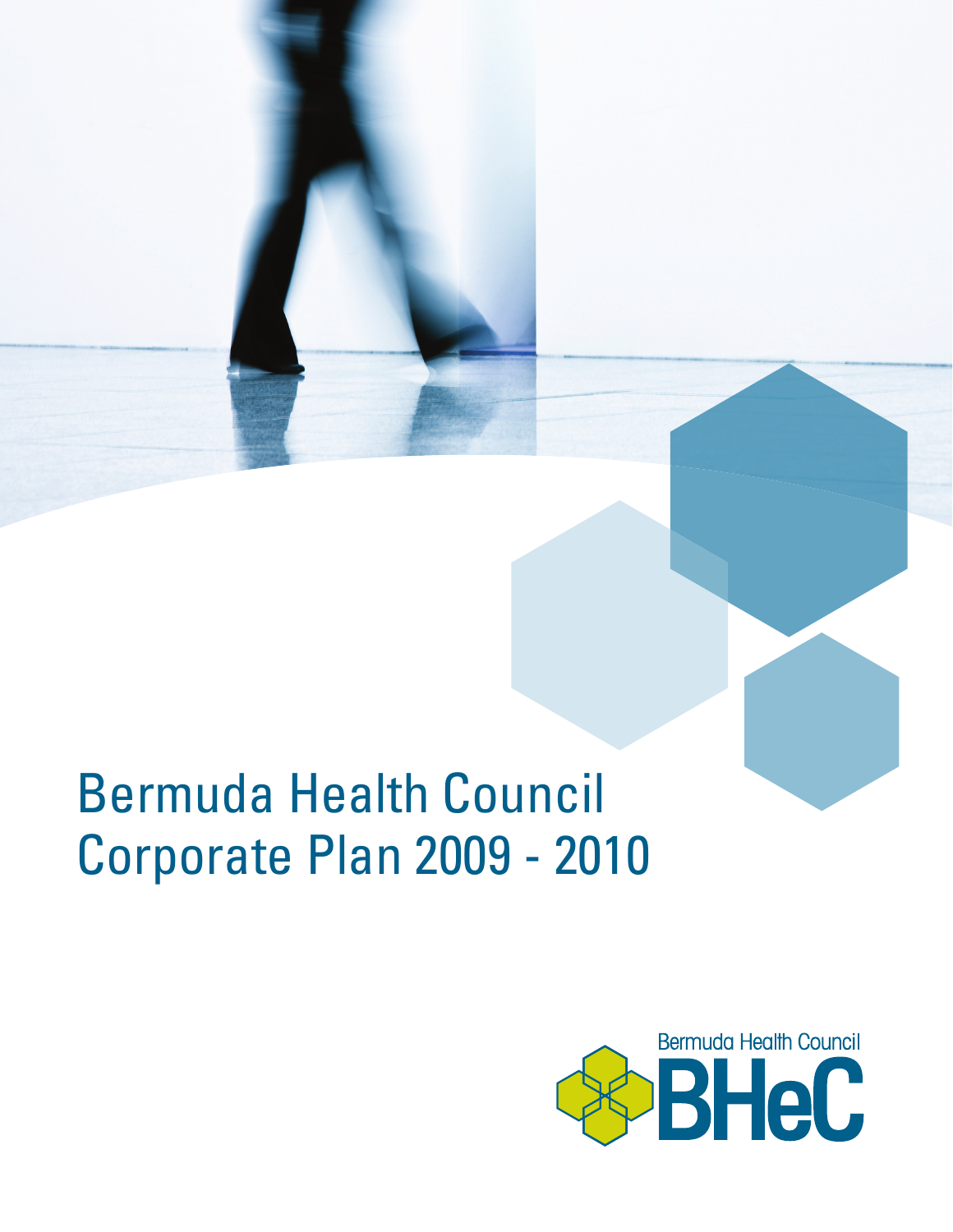# Bermuda Health Council Corporate Plan 2009 - 2010

Bermuda Health Council

BHeC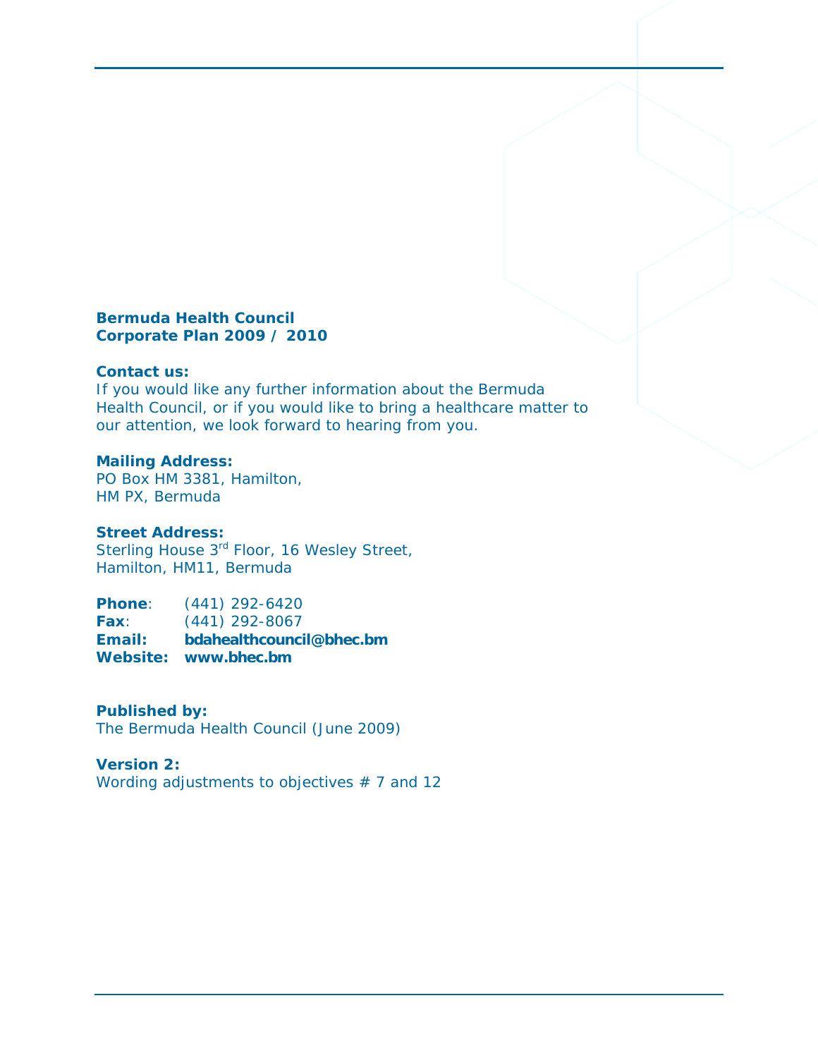**Bermuda Health Council**
**Corporate Plan 2009 / 2010**

**Contact us:**
If you would like any further information about the Bermuda Health Council, or if you would like to bring a healthcare matter to our attention, we look forward to hearing from you.

**Mailing Address:**
PO Box HM 3381, Hamilton,
HM PX, Bermuda

**Street Address:**
Sterling House 3rd Floor, 16 Wesley Street,
Hamilton, HM11, Bermuda

**Phone**: (441) 292-6420
**Fax**: (441) 292-8067
**Email:** **bdahealthcouncil@bhec.bm**
**Website:** **www.bhec.bm**

**Published by:**
The Bermuda Health Council (June 2009)

**Version 2:**
Wording adjustments to objectives # 7 and 12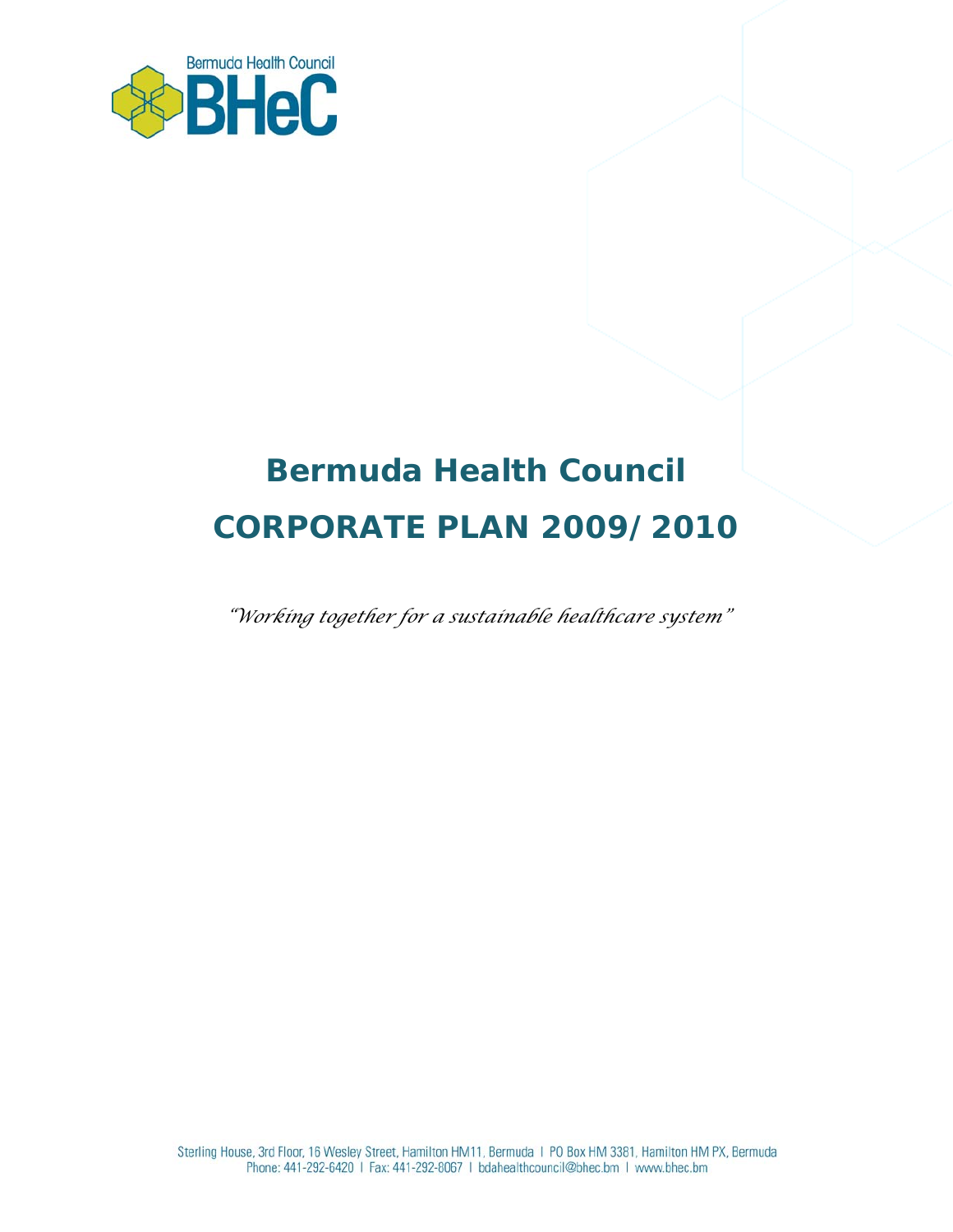Bermuda Health Council

BHeC

# Bermuda Health Council

# CORPORATE PLAN 2009/2010

*"Working together for a sustainable healthcare system"*

Sterling House, 3rd Floor, 16 Wesley Street, Hamilton HM11, Bermuda | PO Box HM 3381, Hamilton HM PX, Bermuda
Phone: 441-292-6420 | Fax: 441-292-8067 | bdahealthcouncil@bhec.bm | www.bhec.bm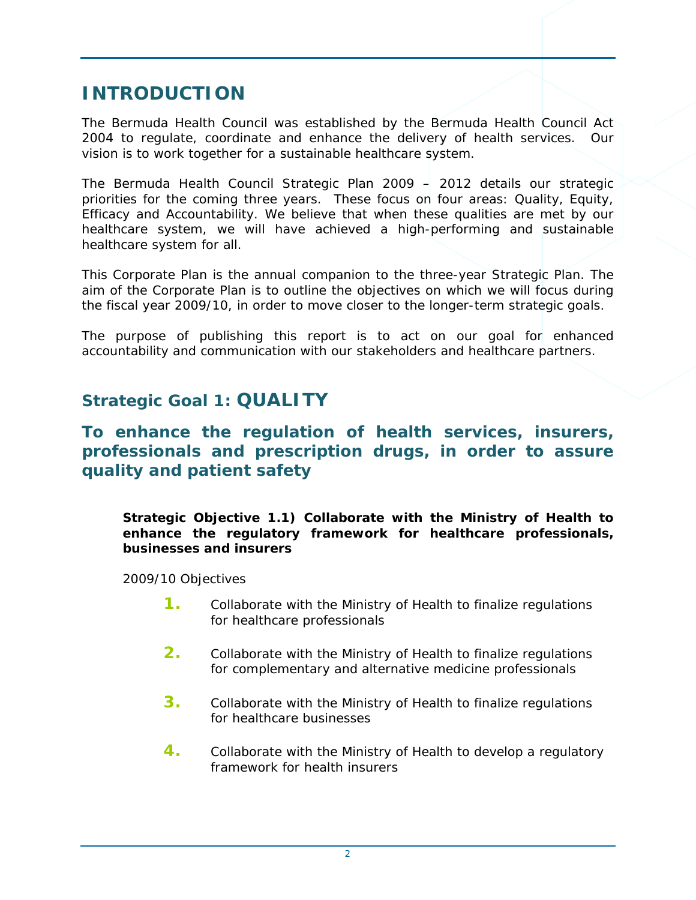# INTRODUCTION

The Bermuda Health Council was established by the Bermuda Health Council Act 2004 to regulate, coordinate and enhance the delivery of health services. Our vision is to work together for a sustainable healthcare system.

The Bermuda Health Council Strategic Plan 2009 – 2012 details our strategic priorities for the coming three years. These focus on four areas: Quality, Equity, Efficacy and Accountability. We believe that when these qualities are met by our healthcare system, we will have achieved a high-performing and sustainable healthcare system for all.

This Corporate Plan is the annual companion to the three-year Strategic Plan. The aim of the Corporate Plan is to outline the objectives on which we will focus during the fiscal year 2009/10, in order to move closer to the longer-term strategic goals.

The purpose of publishing this report is to act on our goal for enhanced accountability and communication with our stakeholders and healthcare partners.

## Strategic Goal 1: QUALITY

### To enhance the regulation of health services, insurers, professionals and prescription drugs, in order to assure quality and patient safety

**Strategic Objective 1.1) Collaborate with the Ministry of Health to enhance the regulatory framework for healthcare professionals, businesses and insurers**

2009/10 Objectives

1. Collaborate with the Ministry of Health to finalize regulations for healthcare professionals
2. Collaborate with the Ministry of Health to finalize regulations for complementary and alternative medicine professionals
3. Collaborate with the Ministry of Health to finalize regulations for healthcare businesses
4. Collaborate with the Ministry of Health to develop a regulatory framework for health insurers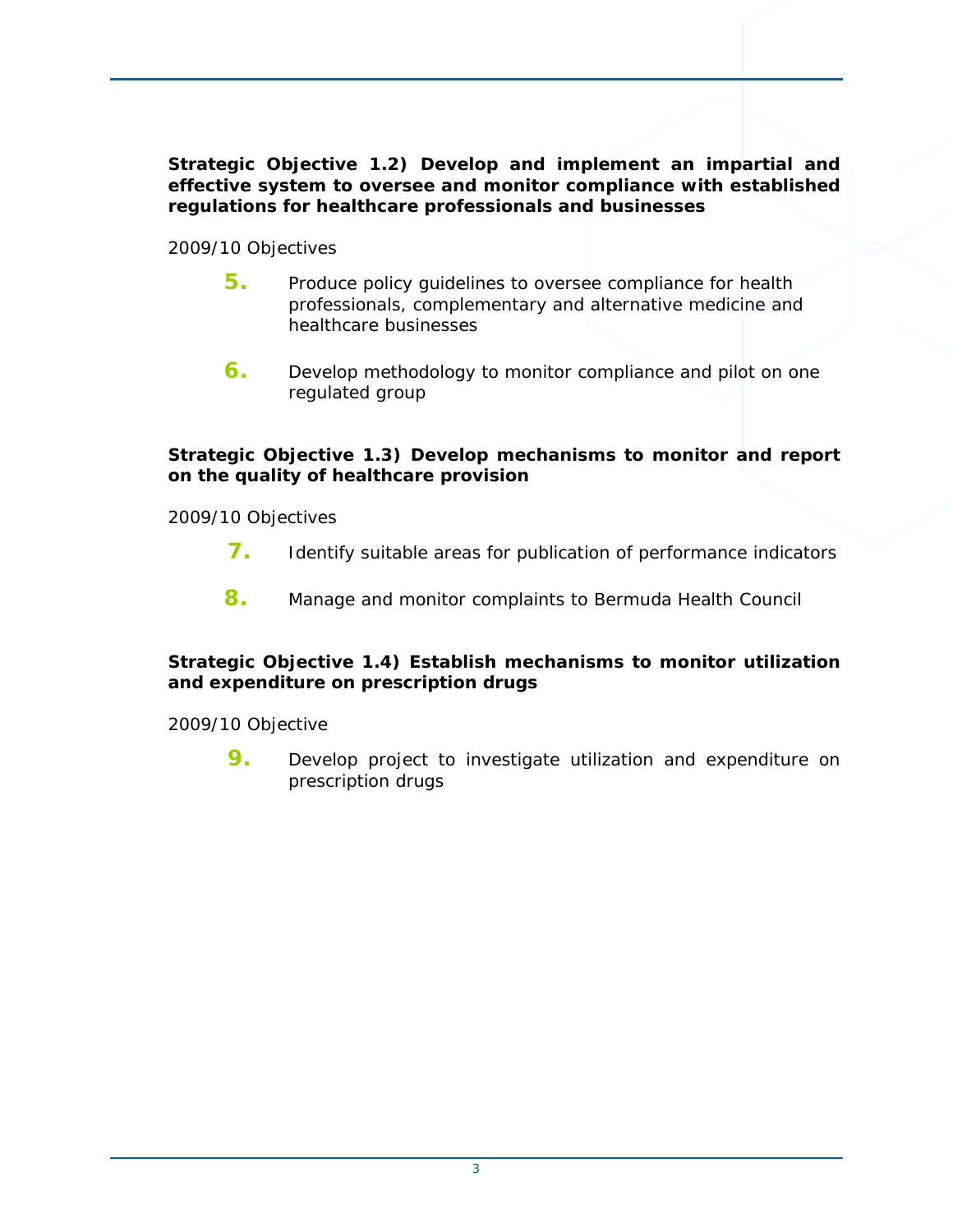**Strategic Objective 1.2) Develop and implement an impartial and effective system to oversee and monitor compliance with established regulations for healthcare professionals and businesses**

2009/10 Objectives

5. Produce policy guidelines to oversee compliance for health professionals, complementary and alternative medicine and healthcare businesses

6. Develop methodology to monitor compliance and pilot on one regulated group

**Strategic Objective 1.3) Develop mechanisms to monitor and report on the quality of healthcare provision**

2009/10 Objectives

7. Identify suitable areas for publication of performance indicators

8. Manage and monitor complaints to Bermuda Health Council

**Strategic Objective 1.4) Establish mechanisms to monitor utilization and expenditure on prescription drugs**

2009/10 Objective

9. Develop project to investigate utilization and expenditure on prescription drugs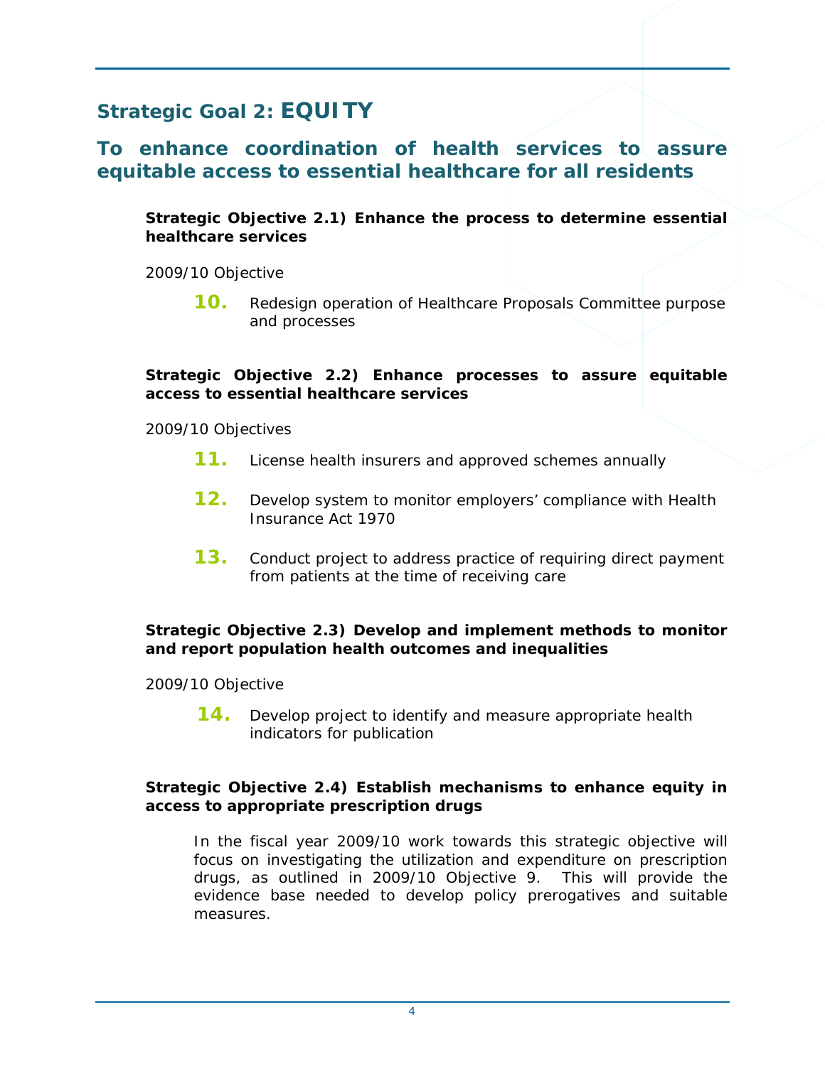## Strategic Goal 2: EQUITY

## To enhance coordination of health services to assure equitable access to essential healthcare for all residents

**Strategic Objective 2.1) Enhance the process to determine essential healthcare services**

2009/10 Objective

**10.** Redesign operation of Healthcare Proposals Committee purpose and processes

**Strategic Objective 2.2) Enhance processes to assure equitable access to essential healthcare services**

2009/10 Objectives

**11.** License health insurers and approved schemes annually

**12.** Develop system to monitor employers' compliance with Health Insurance Act 1970

**13.** Conduct project to address practice of requiring direct payment from patients at the time of receiving care

**Strategic Objective 2.3) Develop and implement methods to monitor and report population health outcomes and inequalities**

2009/10 Objective

**14.** Develop project to identify and measure appropriate health indicators for publication

**Strategic Objective 2.4) Establish mechanisms to enhance equity in access to appropriate prescription drugs**

In the fiscal year 2009/10 work towards this strategic objective will focus on investigating the utilization and expenditure on prescription drugs, as outlined in 2009/10 Objective 9. This will provide the evidence base needed to develop policy prerogatives and suitable measures.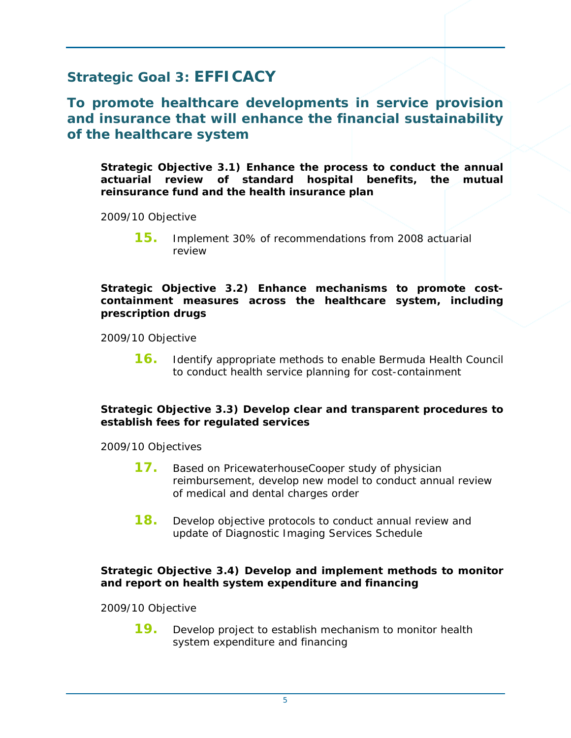## Strategic Goal 3: EFFICACY

## To promote healthcare developments in service provision and insurance that will enhance the financial sustainability of the healthcare system

**Strategic Objective 3.1) Enhance the process to conduct the annual actuarial review of standard hospital benefits, the mutual reinsurance fund and the health insurance plan**

2009/10 Objective

**15.** Implement 30% of recommendations from 2008 actuarial review

**Strategic Objective 3.2) Enhance mechanisms to promote cost-containment measures across the healthcare system, including prescription drugs**

2009/10 Objective

**16.** Identify appropriate methods to enable Bermuda Health Council to conduct health service planning for cost-containment

**Strategic Objective 3.3) Develop clear and transparent procedures to establish fees for regulated services**

2009/10 Objectives

**17.** Based on PricewaterhouseCooper study of physician reimbursement, develop new model to conduct annual review of medical and dental charges order

**18.** Develop objective protocols to conduct annual review and update of Diagnostic Imaging Services Schedule

**Strategic Objective 3.4) Develop and implement methods to monitor and report on health system expenditure and financing**

2009/10 Objective

**19.** Develop project to establish mechanism to monitor health system expenditure and financing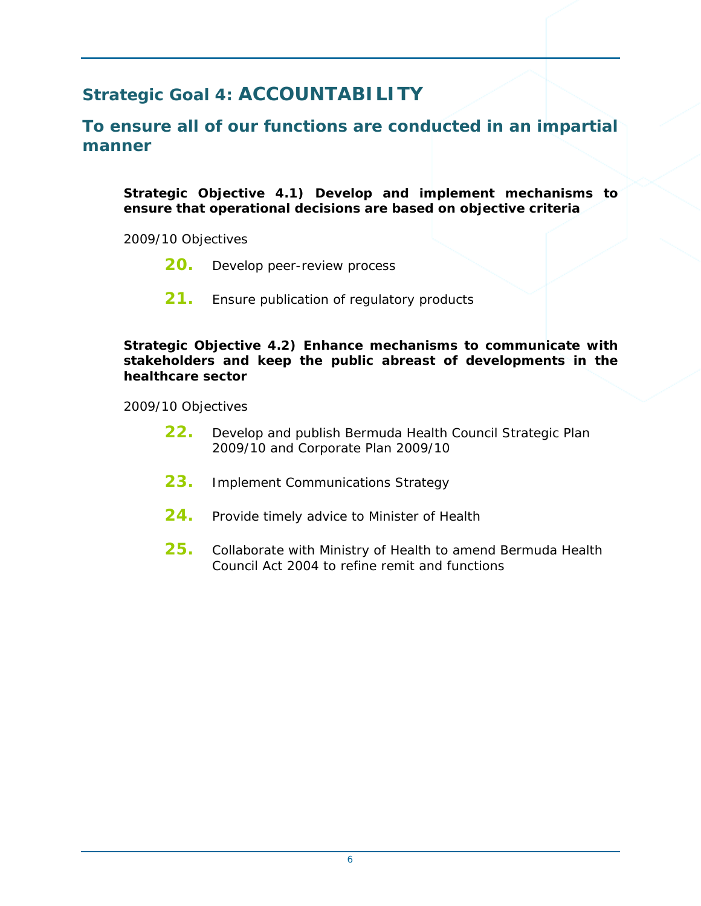## Strategic Goal 4: ACCOUNTABILITY

## To ensure all of our functions are conducted in an impartial manner

**Strategic Objective 4.1) Develop and implement mechanisms to ensure that operational decisions are based on objective criteria**

2009/10 Objectives

20. Develop peer-review process

21. Ensure publication of regulatory products

**Strategic Objective 4.2) Enhance mechanisms to communicate with stakeholders and keep the public abreast of developments in the healthcare sector**

2009/10 Objectives

22. Develop and publish Bermuda Health Council Strategic Plan 2009/10 and Corporate Plan 2009/10

23. Implement Communications Strategy

24. Provide timely advice to Minister of Health

25. Collaborate with Ministry of Health to amend Bermuda Health Council Act 2004 to refine remit and functions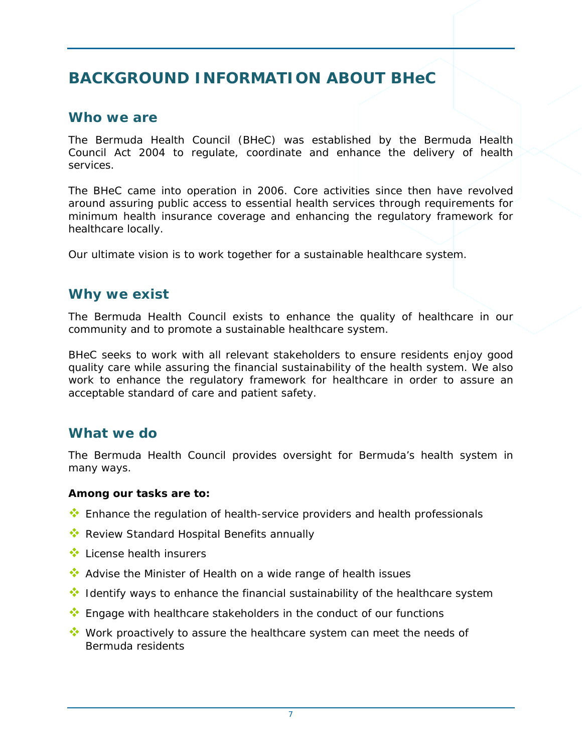# BACKGROUND INFORMATION ABOUT BHeC

## Who we are

The Bermuda Health Council (BHeC) was established by the Bermuda Health Council Act 2004 to regulate, coordinate and enhance the delivery of health services.

The BHeC came into operation in 2006. Core activities since then have revolved around assuring public access to essential health services through requirements for minimum health insurance coverage and enhancing the regulatory framework for healthcare locally.

Our ultimate vision is to work together for a sustainable healthcare system.

## Why we exist

The Bermuda Health Council exists to enhance the quality of healthcare in our community and to promote a sustainable healthcare system.

BHeC seeks to work with all relevant stakeholders to ensure residents enjoy good quality care while assuring the financial sustainability of the health system. We also work to enhance the regulatory framework for healthcare in order to assure an acceptable standard of care and patient safety.

## What we do

The Bermuda Health Council provides oversight for Bermuda's health system in many ways.

**Among our tasks are to:**

- Enhance the regulation of health-service providers and health professionals
- Review Standard Hospital Benefits annually
- License health insurers
- Advise the Minister of Health on a wide range of health issues
- Identify ways to enhance the financial sustainability of the healthcare system
- Engage with healthcare stakeholders in the conduct of our functions
- Work proactively to assure the healthcare system can meet the needs of Bermuda residents